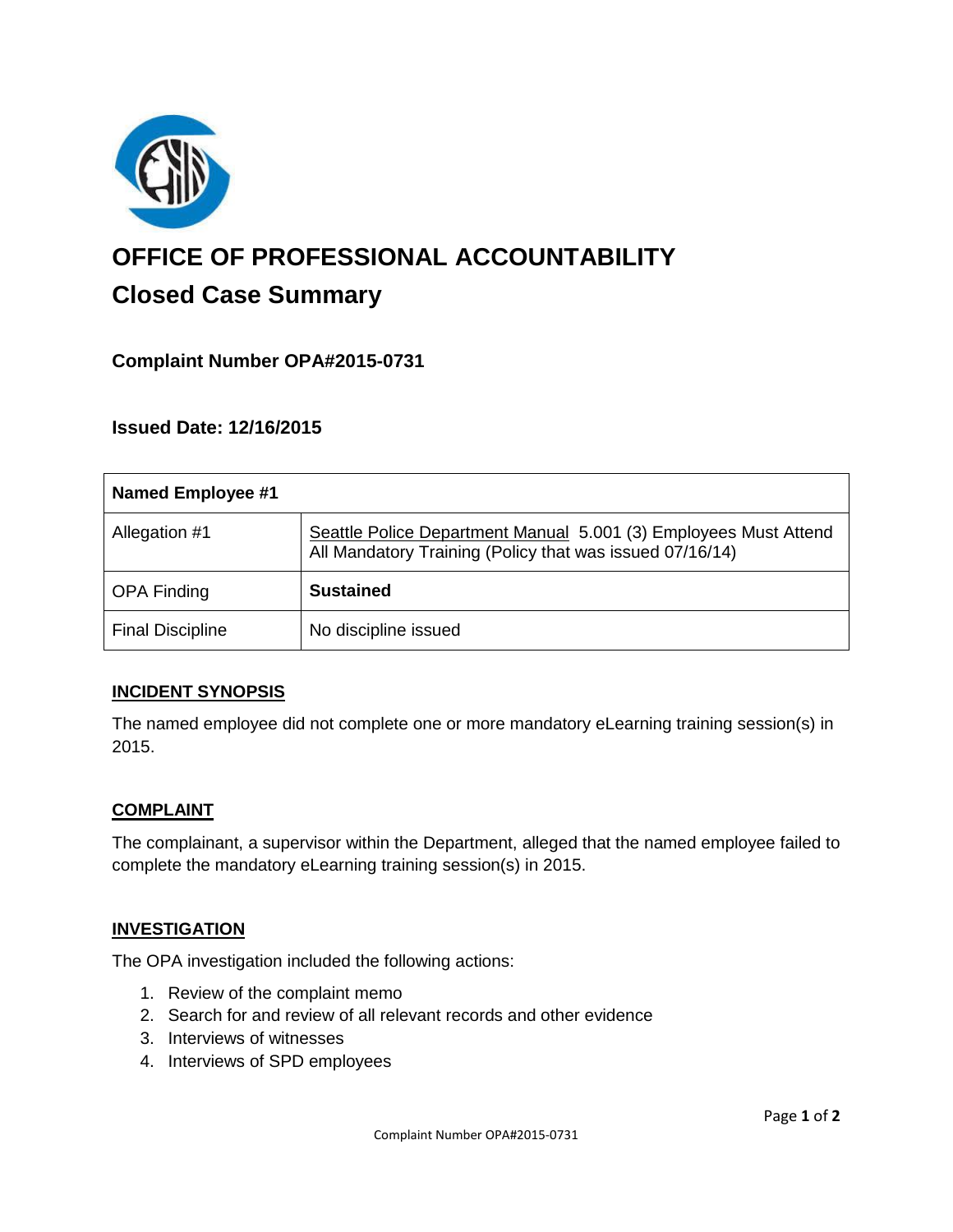# OFFICE OF PROFESSIONAL ACCOUNTABILITY

## Closed Case Summary

### Complaint Number OPA#2015-0731

### Issued Date: 12/16/2015

| Named Employee #1 | |
|---|---|
| Allegation #1 | Seattle Police Department Manual 5.001 (3) Employees Must Attend All Mandatory Training (Policy that was issued 07/16/14) |
| OPA Finding | **Sustained** |
| Final Discipline | No discipline issued |

### INCIDENT SYNOPSIS

The named employee did not complete one or more mandatory eLearning training session(s) in 2015.

### COMPLAINT

The complainant, a supervisor within the Department, alleged that the named employee failed to complete the mandatory eLearning training session(s) in 2015.

### INVESTIGATION

The OPA investigation included the following actions:

1. Review of the complaint memo
2. Search for and review of all relevant records and other evidence
3. Interviews of witnesses
4. Interviews of SPD employees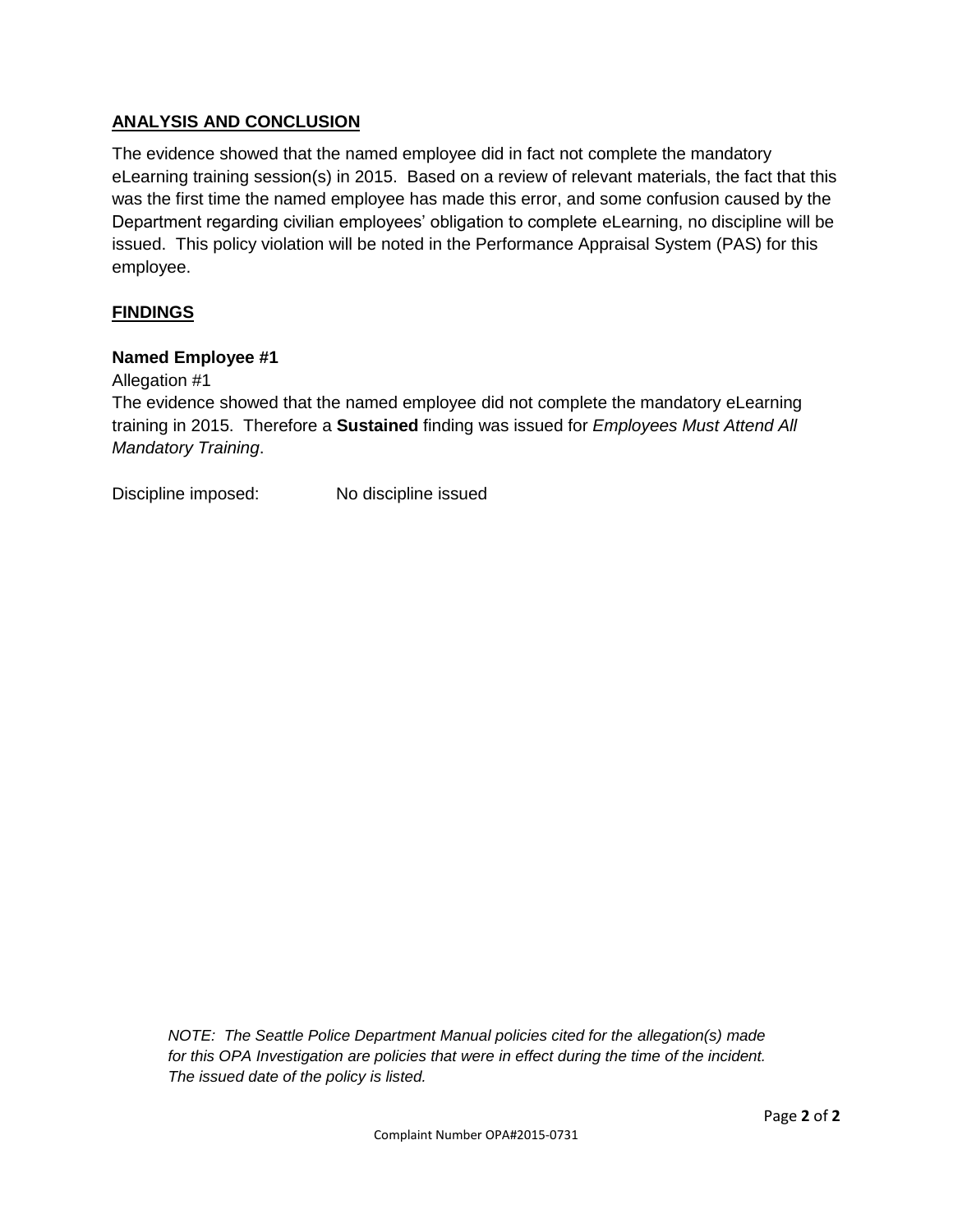## ANALYSIS AND CONCLUSION

The evidence showed that the named employee did in fact not complete the mandatory eLearning training session(s) in 2015. Based on a review of relevant materials, the fact that this was the first time the named employee has made this error, and some confusion caused by the Department regarding civilian employees' obligation to complete eLearning, no discipline will be issued. This policy violation will be noted in the Performance Appraisal System (PAS) for this employee.

## FINDINGS

**Named Employee #1**

Allegation #1

The evidence showed that the named employee did not complete the mandatory eLearning training in 2015. Therefore a **Sustained** finding was issued for *Employees Must Attend All Mandatory Training*.

Discipline imposed: No discipline issued

*NOTE: The Seattle Police Department Manual policies cited for the allegation(s) made for this OPA Investigation are policies that were in effect during the time of the incident. The issued date of the policy is listed.*

Complaint Number OPA#2015-0731